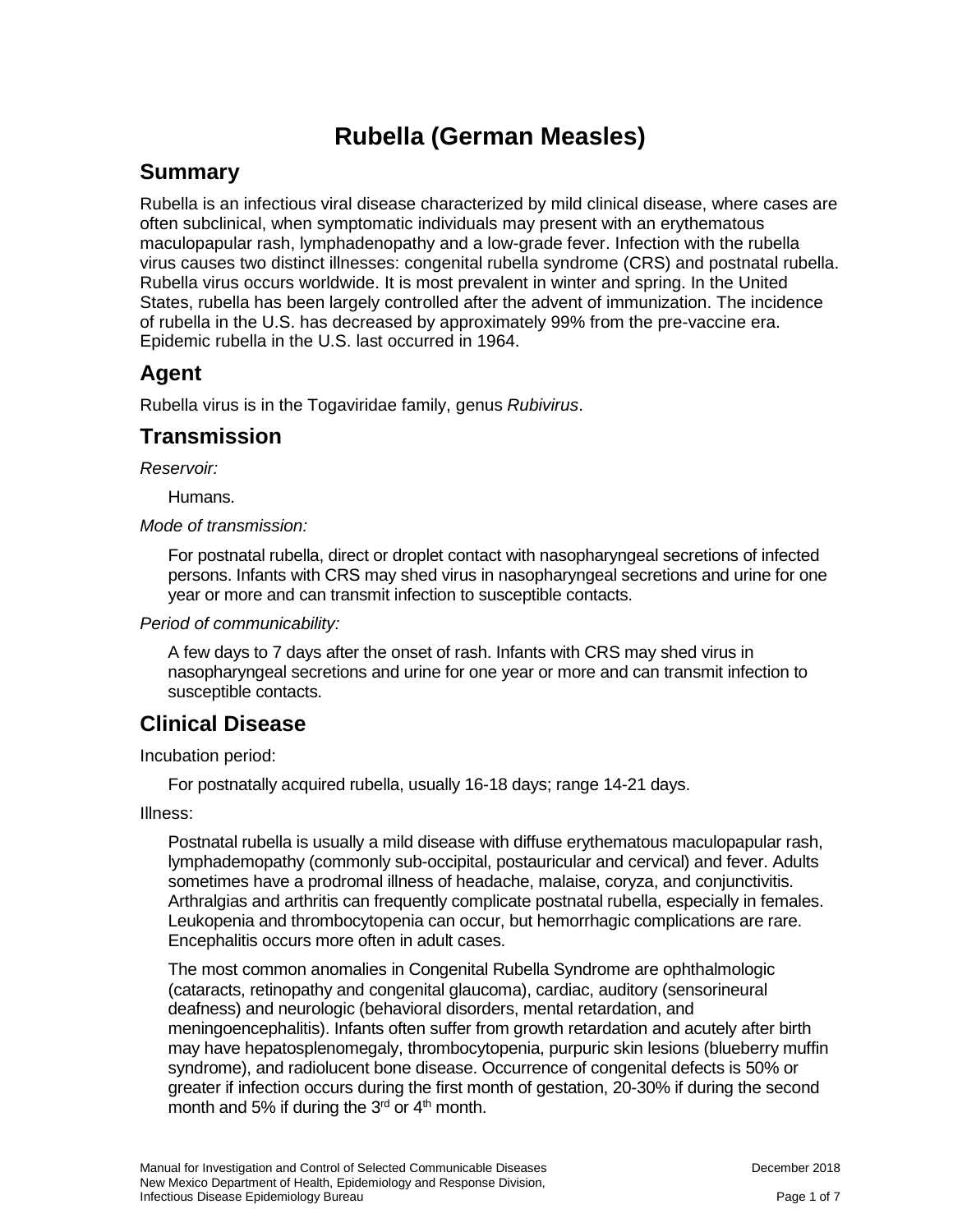# Rubella (German Measles)

## Summary

Rubella is an infectious viral disease characterized by mild clinical disease, where cases are often subclinical, when symptomatic individuals may present with an erythematous maculopapular rash, lymphadenopathy and a low-grade fever. Infection with the rubella virus causes two distinct illnesses: congenital rubella syndrome (CRS) and postnatal rubella. Rubella virus occurs worldwide. It is most prevalent in winter and spring. In the United States, rubella has been largely controlled after the advent of immunization. The incidence of rubella in the U.S. has decreased by approximately 99% from the pre-vaccine era. Epidemic rubella in the U.S. last occurred in 1964.

## Agent

Rubella virus is in the Togaviridae family, genus *Rubivirus*.

## Transmission

*Reservoir:*

Humans.

*Mode of transmission:*

For postnatal rubella, direct or droplet contact with nasopharyngeal secretions of infected persons. Infants with CRS may shed virus in nasopharyngeal secretions and urine for one year or more and can transmit infection to susceptible contacts.

*Period of communicability:*

A few days to 7 days after the onset of rash. Infants with CRS may shed virus in nasopharyngeal secretions and urine for one year or more and can transmit infection to susceptible contacts.

## Clinical Disease

Incubation period:

For postnatally acquired rubella, usually 16-18 days; range 14-21 days.

Illness:

Postnatal rubella is usually a mild disease with diffuse erythematous maculopapular rash, lymphademopathy (commonly sub-occipital, postauricular and cervical) and fever. Adults sometimes have a prodromal illness of headache, malaise, coryza, and conjunctivitis. Arthralgias and arthritis can frequently complicate postnatal rubella, especially in females. Leukopenia and thrombocytopenia can occur, but hemorrhagic complications are rare. Encephalitis occurs more often in adult cases.

The most common anomalies in Congenital Rubella Syndrome are ophthalmologic (cataracts, retinopathy and congenital glaucoma), cardiac, auditory (sensorineural deafness) and neurologic (behavioral disorders, mental retardation, and meningoencephalitis). Infants often suffer from growth retardation and acutely after birth may have hepatosplenomegaly, thrombocytopenia, purpuric skin lesions (blueberry muffin syndrome), and radiolucent bone disease. Occurrence of congenital defects is 50% or greater if infection occurs during the first month of gestation, 20-30% if during the second month and 5% if during the 3rd or 4th month.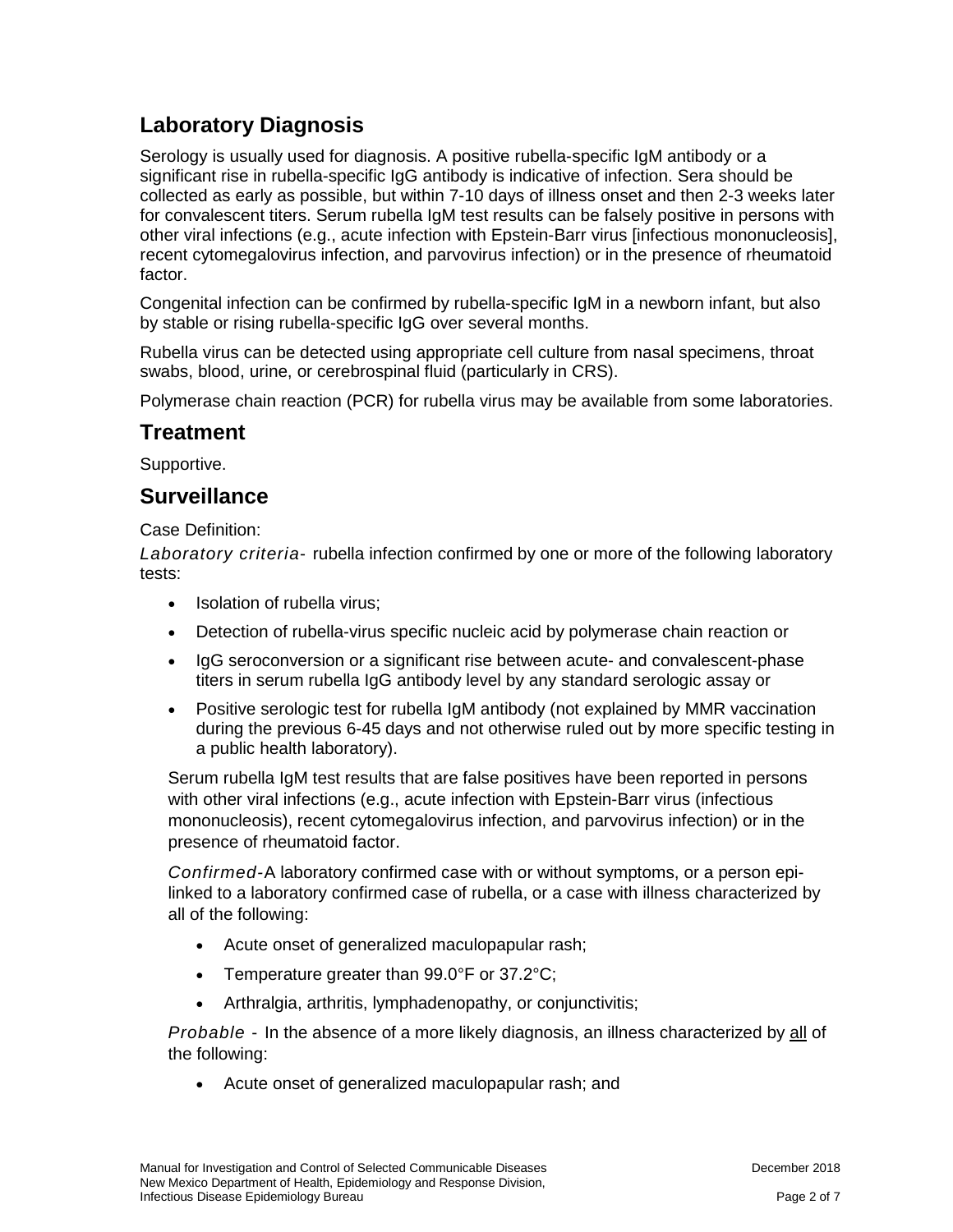## Laboratory Diagnosis

Serology is usually used for diagnosis. A positive rubella-specific IgM antibody or a significant rise in rubella-specific IgG antibody is indicative of infection. Sera should be collected as early as possible, but within 7-10 days of illness onset and then 2-3 weeks later for convalescent titers. Serum rubella IgM test results can be falsely positive in persons with other viral infections (e.g., acute infection with Epstein-Barr virus [infectious mononucleosis], recent cytomegalovirus infection, and parvovirus infection) or in the presence of rheumatoid factor.

Congenital infection can be confirmed by rubella-specific IgM in a newborn infant, but also by stable or rising rubella-specific IgG over several months.

Rubella virus can be detected using appropriate cell culture from nasal specimens, throat swabs, blood, urine, or cerebrospinal fluid (particularly in CRS).

Polymerase chain reaction (PCR) for rubella virus may be available from some laboratories.

## Treatment

Supportive.

## Surveillance

Case Definition:

*Laboratory criteria*- rubella infection confirmed by one or more of the following laboratory tests:

- Isolation of rubella virus;
- Detection of rubella-virus specific nucleic acid by polymerase chain reaction or
- IgG seroconversion or a significant rise between acute- and convalescent-phase titers in serum rubella IgG antibody level by any standard serologic assay or
- Positive serologic test for rubella IgM antibody (not explained by MMR vaccination during the previous 6-45 days and not otherwise ruled out by more specific testing in a public health laboratory).

Serum rubella IgM test results that are false positives have been reported in persons with other viral infections (e.g., acute infection with Epstein-Barr virus (infectious mononucleosis), recent cytomegalovirus infection, and parvovirus infection) or in the presence of rheumatoid factor.

*Confirmed*-A laboratory confirmed case with or without symptoms, or a person epi-linked to a laboratory confirmed case of rubella, or a case with illness characterized by all of the following:

- Acute onset of generalized maculopapular rash;
- Temperature greater than 99.0°F or 37.2°C;
- Arthralgia, arthritis, lymphadenopathy, or conjunctivitis;

*Probable* - In the absence of a more likely diagnosis, an illness characterized by <u>all</u> of the following:

- Acute onset of generalized maculopapular rash; and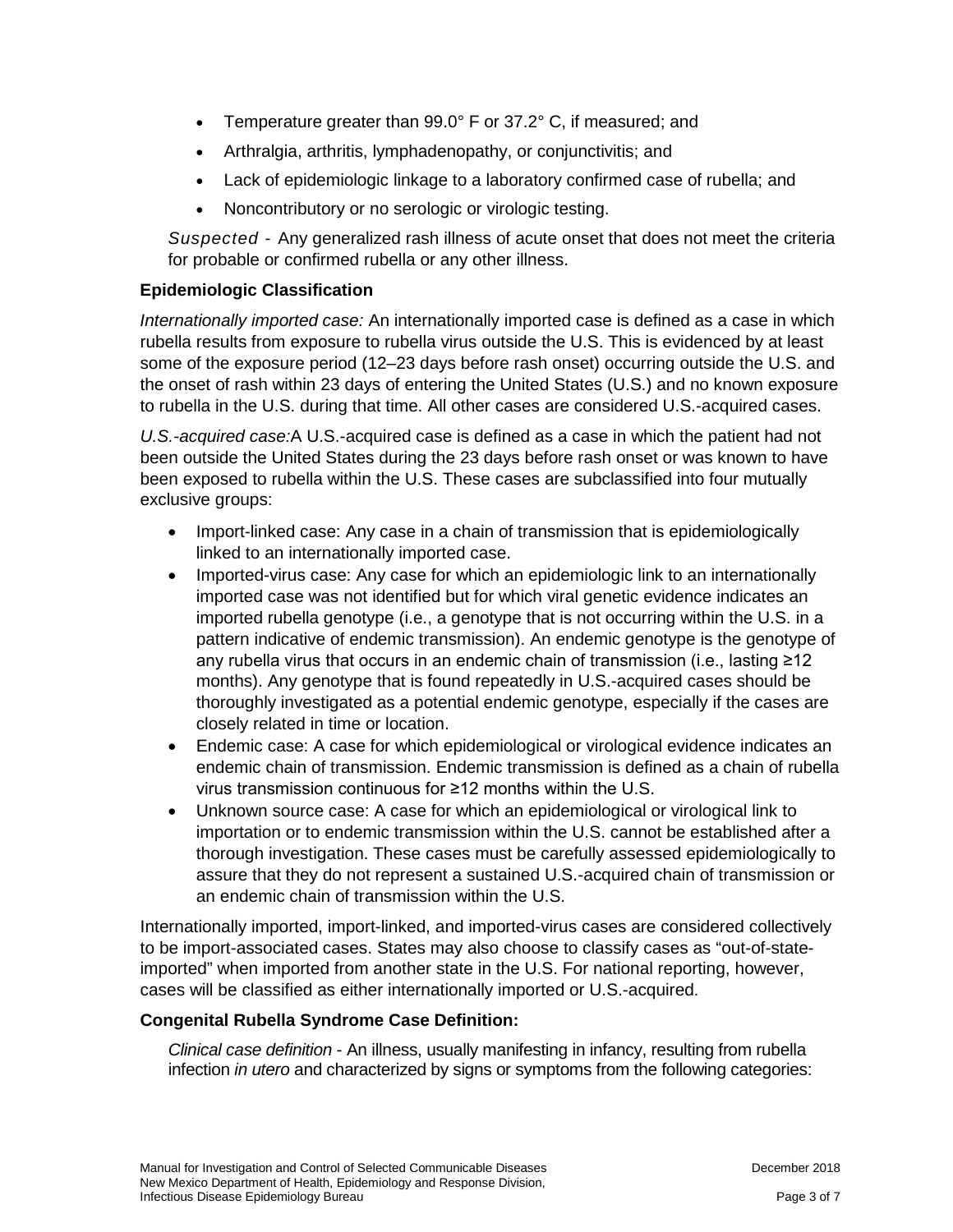- Temperature greater than 99.0° F or 37.2° C, if measured; and
- Arthralgia, arthritis, lymphadenopathy, or conjunctivitis; and
- Lack of epidemiologic linkage to a laboratory confirmed case of rubella; and
- Noncontributory or no serologic or virologic testing.

*Suspected* - Any generalized rash illness of acute onset that does not meet the criteria for probable or confirmed rubella or any other illness.

**Epidemiologic Classification**

*Internationally imported case:* An internationally imported case is defined as a case in which rubella results from exposure to rubella virus outside the U.S. This is evidenced by at least some of the exposure period (12–23 days before rash onset) occurring outside the U.S. and the onset of rash within 23 days of entering the United States (U.S.) and no known exposure to rubella in the U.S. during that time. All other cases are considered U.S.-acquired cases.

*U.S.-acquired case:*A U.S.-acquired case is defined as a case in which the patient had not been outside the United States during the 23 days before rash onset or was known to have been exposed to rubella within the U.S. These cases are subclassified into four mutually exclusive groups:

- Import-linked case: Any case in a chain of transmission that is epidemiologically linked to an internationally imported case.
- Imported-virus case: Any case for which an epidemiologic link to an internationally imported case was not identified but for which viral genetic evidence indicates an imported rubella genotype (i.e., a genotype that is not occurring within the U.S. in a pattern indicative of endemic transmission). An endemic genotype is the genotype of any rubella virus that occurs in an endemic chain of transmission (i.e., lasting ≥12 months). Any genotype that is found repeatedly in U.S.-acquired cases should be thoroughly investigated as a potential endemic genotype, especially if the cases are closely related in time or location.
- Endemic case: A case for which epidemiological or virological evidence indicates an endemic chain of transmission. Endemic transmission is defined as a chain of rubella virus transmission continuous for ≥12 months within the U.S.
- Unknown source case: A case for which an epidemiological or virological link to importation or to endemic transmission within the U.S. cannot be established after a thorough investigation. These cases must be carefully assessed epidemiologically to assure that they do not represent a sustained U.S.-acquired chain of transmission or an endemic chain of transmission within the U.S.

Internationally imported, import-linked, and imported-virus cases are considered collectively to be import-associated cases. States may also choose to classify cases as "out-of-state-imported" when imported from another state in the U.S. For national reporting, however, cases will be classified as either internationally imported or U.S.-acquired.

**Congenital Rubella Syndrome Case Definition:**

*Clinical case definition* - An illness, usually manifesting in infancy, resulting from rubella infection *in utero* and characterized by signs or symptoms from the following categories: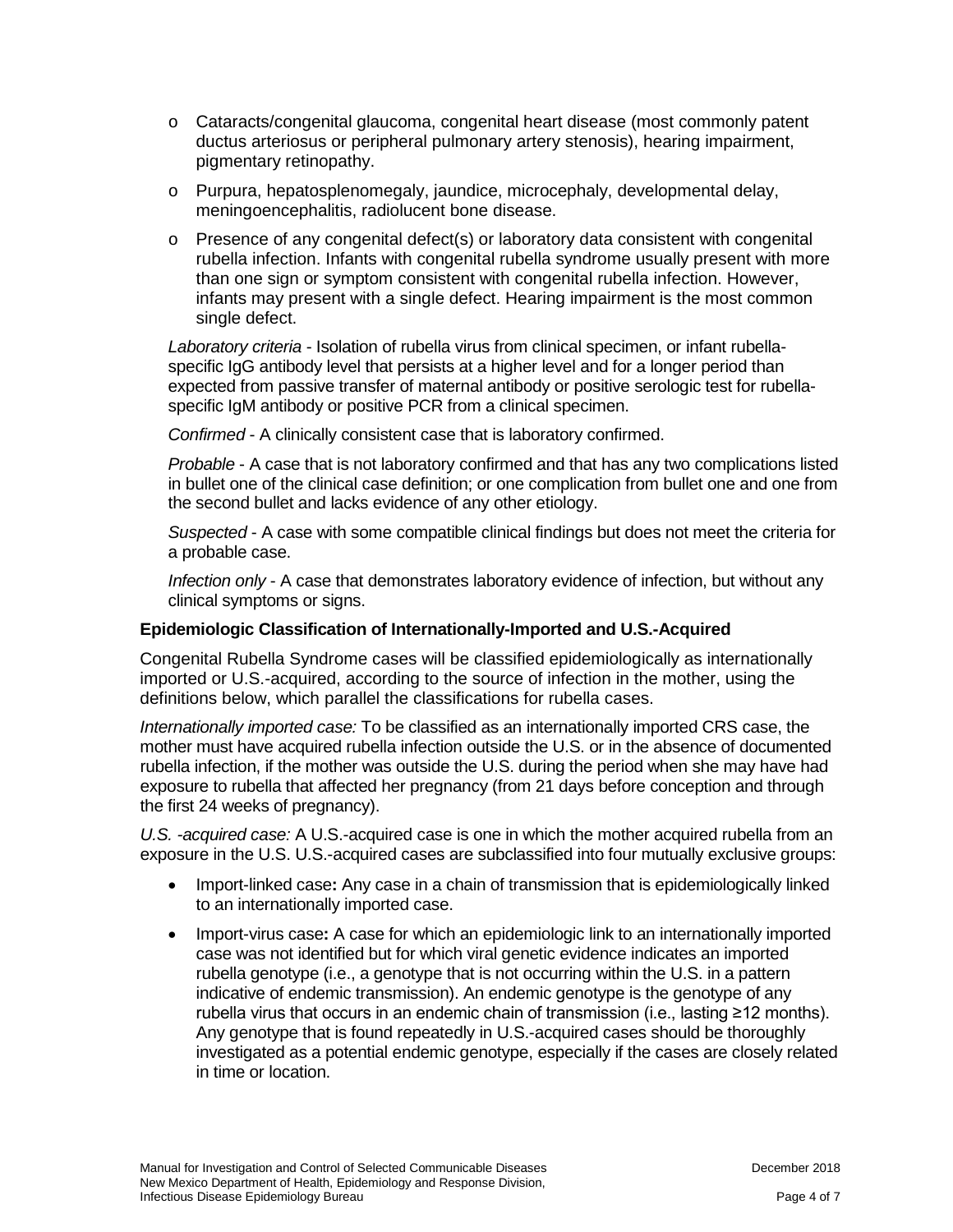- Cataracts/congenital glaucoma, congenital heart disease (most commonly patent ductus arteriosus or peripheral pulmonary artery stenosis), hearing impairment, pigmentary retinopathy.
- Purpura, hepatosplenomegaly, jaundice, microcephaly, developmental delay, meningoencephalitis, radiolucent bone disease.
- Presence of any congenital defect(s) or laboratory data consistent with congenital rubella infection. Infants with congenital rubella syndrome usually present with more than one sign or symptom consistent with congenital rubella infection. However, infants may present with a single defect. Hearing impairment is the most common single defect.

*Laboratory criteria* - Isolation of rubella virus from clinical specimen, or infant rubella-specific IgG antibody level that persists at a higher level and for a longer period than expected from passive transfer of maternal antibody or positive serologic test for rubella-specific IgM antibody or positive PCR from a clinical specimen.

*Confirmed* - A clinically consistent case that is laboratory confirmed.

*Probable* - A case that is not laboratory confirmed and that has any two complications listed in bullet one of the clinical case definition; or one complication from bullet one and one from the second bullet and lacks evidence of any other etiology.

*Suspected* - A case with some compatible clinical findings but does not meet the criteria for a probable case.

*Infection only* - A case that demonstrates laboratory evidence of infection, but without any clinical symptoms or signs.

**Epidemiologic Classification of Internationally-Imported and U.S.-Acquired**

Congenital Rubella Syndrome cases will be classified epidemiologically as internationally imported or U.S.-acquired, according to the source of infection in the mother, using the definitions below, which parallel the classifications for rubella cases.

*Internationally imported case:* To be classified as an internationally imported CRS case, the mother must have acquired rubella infection outside the U.S. or in the absence of documented rubella infection, if the mother was outside the U.S. during the period when she may have had exposure to rubella that affected her pregnancy (from 21 days before conception and through the first 24 weeks of pregnancy).

*U.S. -acquired case:* A U.S.-acquired case is one in which the mother acquired rubella from an exposure in the U.S. U.S.-acquired cases are subclassified into four mutually exclusive groups:

- Import-linked case**:** Any case in a chain of transmission that is epidemiologically linked to an internationally imported case.
- Import-virus case**:** A case for which an epidemiologic link to an internationally imported case was not identified but for which viral genetic evidence indicates an imported rubella genotype (i.e., a genotype that is not occurring within the U.S. in a pattern indicative of endemic transmission). An endemic genotype is the genotype of any rubella virus that occurs in an endemic chain of transmission (i.e., lasting ≥12 months). Any genotype that is found repeatedly in U.S.-acquired cases should be thoroughly investigated as a potential endemic genotype, especially if the cases are closely related in time or location.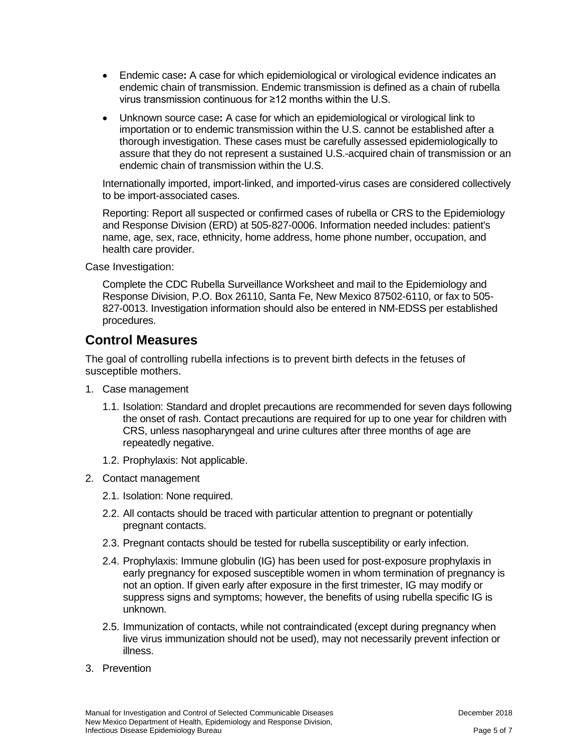- Endemic case**:** A case for which epidemiological or virological evidence indicates an endemic chain of transmission. Endemic transmission is defined as a chain of rubella virus transmission continuous for ≥12 months within the U.S.

- Unknown source case**:** A case for which an epidemiological or virological link to importation or to endemic transmission within the U.S. cannot be established after a thorough investigation. These cases must be carefully assessed epidemiologically to assure that they do not represent a sustained U.S.-acquired chain of transmission or an endemic chain of transmission within the U.S.

Internationally imported, import-linked, and imported-virus cases are considered collectively to be import-associated cases.

Reporting: Report all suspected or confirmed cases of rubella or CRS to the Epidemiology and Response Division (ERD) at 505-827-0006. Information needed includes: patient's name, age, sex, race, ethnicity, home address, home phone number, occupation, and health care provider.

Case Investigation:

Complete the CDC Rubella Surveillance Worksheet and mail to the Epidemiology and Response Division, P.O. Box 26110, Santa Fe, New Mexico 87502-6110, or fax to 505-827-0013. Investigation information should also be entered in NM-EDSS per established procedures.

## Control Measures

The goal of controlling rubella infections is to prevent birth defects in the fetuses of susceptible mothers.

1. Case management
   - 1.1. Isolation: Standard and droplet precautions are recommended for seven days following the onset of rash. Contact precautions are required for up to one year for children with CRS, unless nasopharyngeal and urine cultures after three months of age are repeatedly negative.
   - 1.2. Prophylaxis: Not applicable.
2. Contact management
   - 2.1. Isolation: None required.
   - 2.2. All contacts should be traced with particular attention to pregnant or potentially pregnant contacts.
   - 2.3. Pregnant contacts should be tested for rubella susceptibility or early infection.
   - 2.4. Prophylaxis: Immune globulin (IG) has been used for post-exposure prophylaxis in early pregnancy for exposed susceptible women in whom termination of pregnancy is not an option. If given early after exposure in the first trimester, IG may modify or suppress signs and symptoms; however, the benefits of using rubella specific IG is unknown.
   - 2.5. Immunization of contacts, while not contraindicated (except during pregnancy when live virus immunization should not be used), may not necessarily prevent infection or illness.
3. Prevention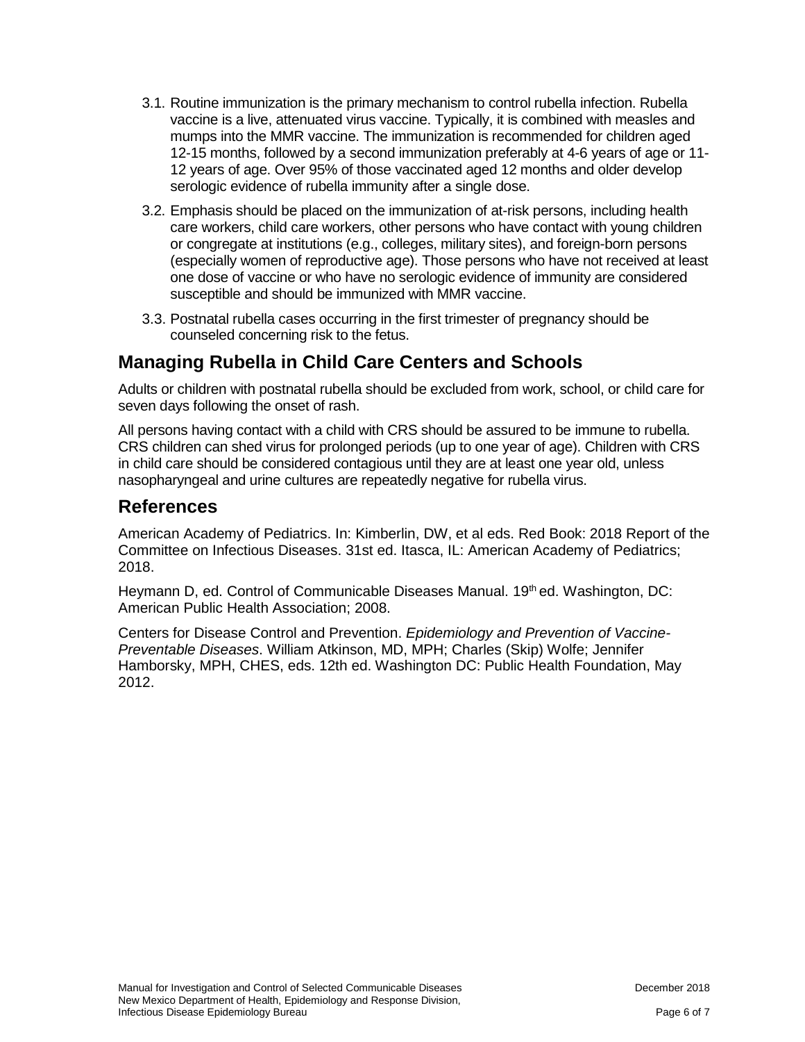3.1. Routine immunization is the primary mechanism to control rubella infection. Rubella vaccine is a live, attenuated virus vaccine. Typically, it is combined with measles and mumps into the MMR vaccine. The immunization is recommended for children aged 12-15 months, followed by a second immunization preferably at 4-6 years of age or 11-12 years of age. Over 95% of those vaccinated aged 12 months and older develop serologic evidence of rubella immunity after a single dose.

3.2. Emphasis should be placed on the immunization of at-risk persons, including health care workers, child care workers, other persons who have contact with young children or congregate at institutions (e.g., colleges, military sites), and foreign-born persons (especially women of reproductive age). Those persons who have not received at least one dose of vaccine or who have no serologic evidence of immunity are considered susceptible and should be immunized with MMR vaccine.

3.3. Postnatal rubella cases occurring in the first trimester of pregnancy should be counseled concerning risk to the fetus.

## Managing Rubella in Child Care Centers and Schools

Adults or children with postnatal rubella should be excluded from work, school, or child care for seven days following the onset of rash.

All persons having contact with a child with CRS should be assured to be immune to rubella. CRS children can shed virus for prolonged periods (up to one year of age). Children with CRS in child care should be considered contagious until they are at least one year old, unless nasopharyngeal and urine cultures are repeatedly negative for rubella virus.

## References

American Academy of Pediatrics. In: Kimberlin, DW, et al eds. Red Book: 2018 Report of the Committee on Infectious Diseases. 31st ed. Itasca, IL: American Academy of Pediatrics; 2018.

Heymann D, ed. Control of Communicable Diseases Manual. 19th ed. Washington, DC: American Public Health Association; 2008.

Centers for Disease Control and Prevention. *Epidemiology and Prevention of Vaccine-Preventable Diseases*. William Atkinson, MD, MPH; Charles (Skip) Wolfe; Jennifer Hamborsky, MPH, CHES, eds. 12th ed. Washington DC: Public Health Foundation, May 2012.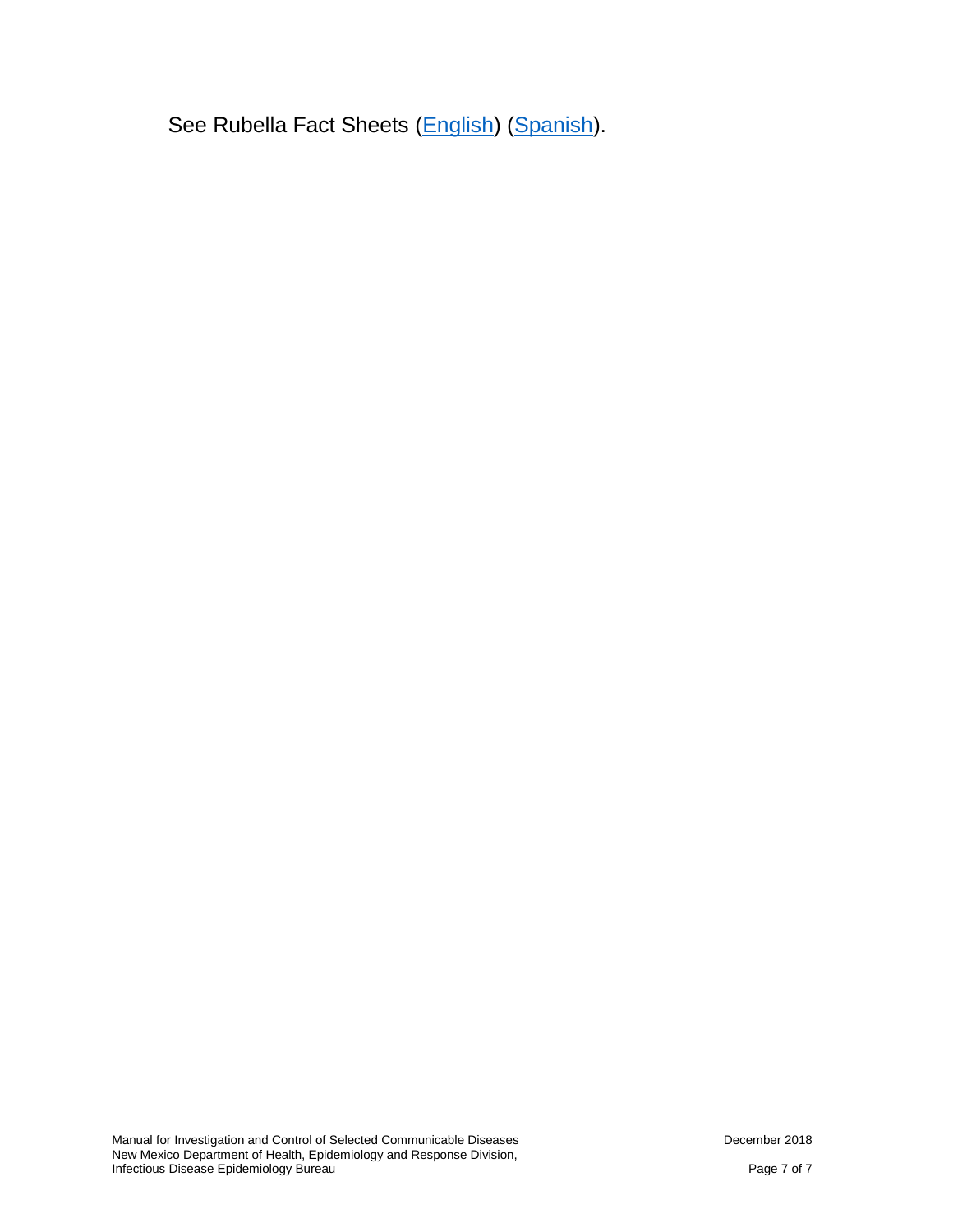See Rubella Fact Sheets (English) (Spanish).